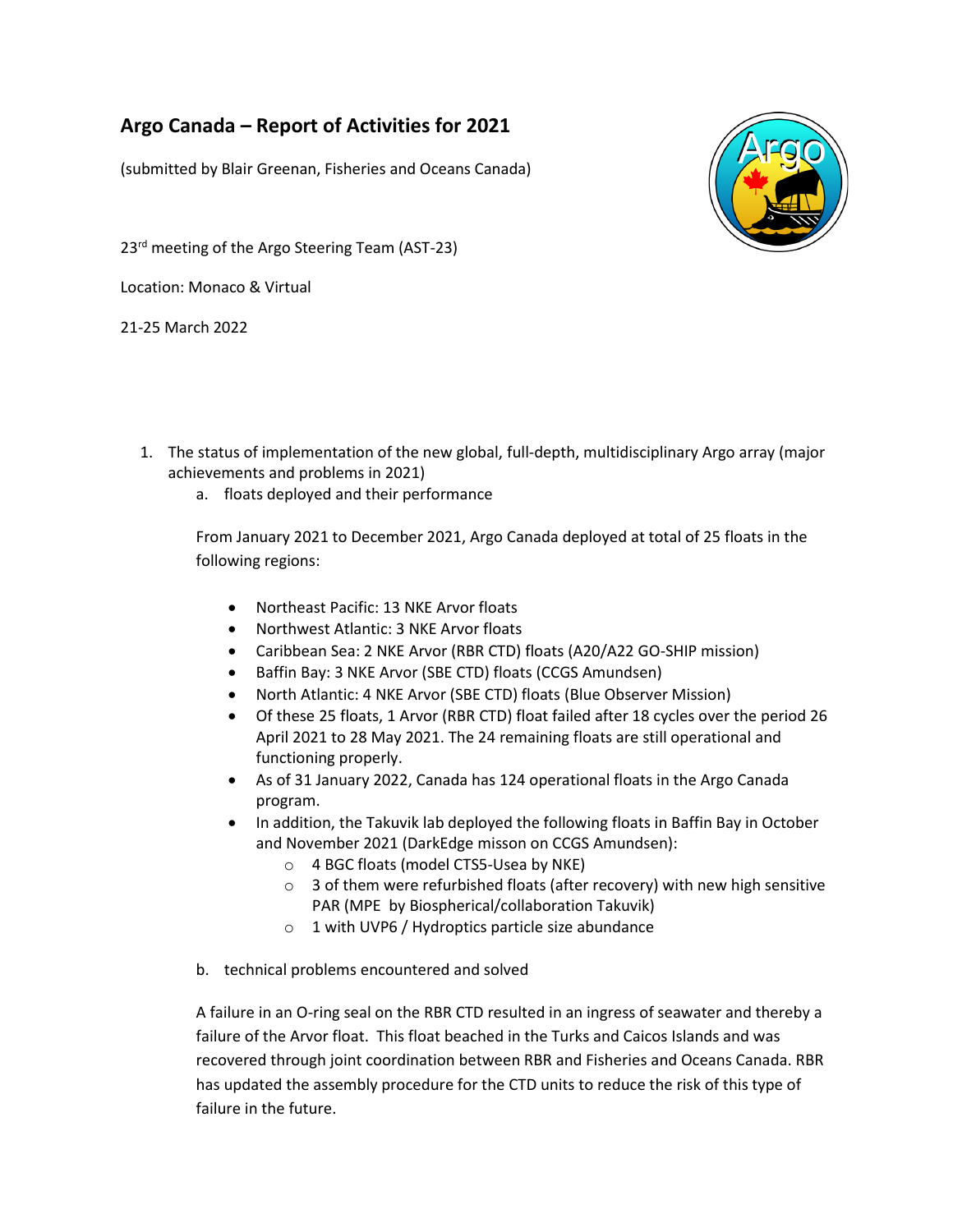# Argo Canada – Report of Activities for 2021

(submitted by Blair Greenan, Fisheries and Oceans Canada)

23rd meeting of the Argo Steering Team (AST-23)

Location: Monaco & Virtual

21-25 March 2022

1. The status of implementation of the new global, full-depth, multidisciplinary Argo array (major achievements and problems in 2021)
    a. floats deployed and their performance

    From January 2021 to December 2021, Argo Canada deployed at total of 25 floats in the following regions:

    - Northeast Pacific: 13 NKE Arvor floats
    - Northwest Atlantic: 3 NKE Arvor floats
    - Caribbean Sea: 2 NKE Arvor (RBR CTD) floats (A20/A22 GO-SHIP mission)
    - Baffin Bay: 3 NKE Arvor (SBE CTD) floats (CCGS Amundsen)
    - North Atlantic: 4 NKE Arvor (SBE CTD) floats (Blue Observer Mission)
    - Of these 25 floats, 1 Arvor (RBR CTD) float failed after 18 cycles over the period 26 April 2021 to 28 May 2021. The 24 remaining floats are still operational and functioning properly.
    - As of 31 January 2022, Canada has 124 operational floats in the Argo Canada program.
    - In addition, the Takuvik lab deployed the following floats in Baffin Bay in October and November 2021 (DarkEdge misson on CCGS Amundsen):
        - 4 BGC floats (model CTS5-Usea by NKE)
        - 3 of them were refurbished floats (after recovery) with new high sensitive PAR (MPE by Biospherical/collaboration Takuvik)
        - 1 with UVP6 / Hydroptics particle size abundance

    b. technical problems encountered and solved

    A failure in an O-ring seal on the RBR CTD resulted in an ingress of seawater and thereby a failure of the Arvor float. This float beached in the Turks and Caicos Islands and was recovered through joint coordination between RBR and Fisheries and Oceans Canada. RBR has updated the assembly procedure for the CTD units to reduce the risk of this type of failure in the future.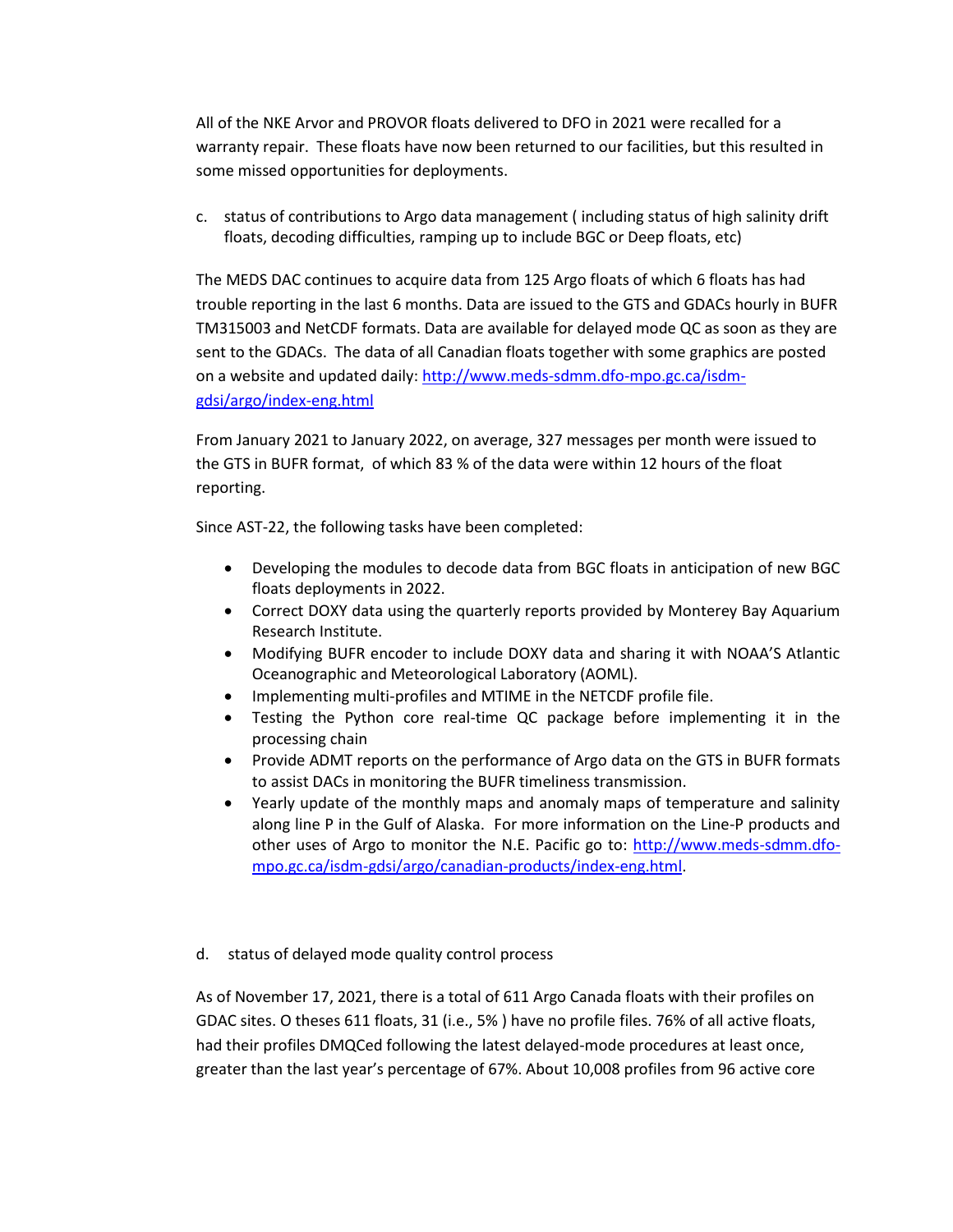All of the NKE Arvor and PROVOR floats delivered to DFO in 2021 were recalled for a warranty repair. These floats have now been returned to our facilities, but this resulted in some missed opportunities for deployments.

c. status of contributions to Argo data management ( including status of high salinity drift floats, decoding difficulties, ramping up to include BGC or Deep floats, etc)

The MEDS DAC continues to acquire data from 125 Argo floats of which 6 floats has had trouble reporting in the last 6 months. Data are issued to the GTS and GDACs hourly in BUFR TM315003 and NetCDF formats. Data are available for delayed mode QC as soon as they are sent to the GDACs. The data of all Canadian floats together with some graphics are posted on a website and updated daily: [http://www.meds-sdmm.dfo-mpo.gc.ca/isdm-gdsi/argo/index-eng.html](http://www.meds-sdmm.dfo-mpo.gc.ca/isdm-gdsi/argo/index-eng.html)

From January 2021 to January 2022, on average, 327 messages per month were issued to the GTS in BUFR format, of which 83 % of the data were within 12 hours of the float reporting.

Since AST-22, the following tasks have been completed:

- Developing the modules to decode data from BGC floats in anticipation of new BGC floats deployments in 2022.
- Correct DOXY data using the quarterly reports provided by Monterey Bay Aquarium Research Institute.
- Modifying BUFR encoder to include DOXY data and sharing it with NOAA'S Atlantic Oceanographic and Meteorological Laboratory (AOML).
- Implementing multi-profiles and MTIME in the NETCDF profile file.
- Testing the Python core real-time QC package before implementing it in the processing chain
- Provide ADMT reports on the performance of Argo data on the GTS in BUFR formats to assist DACs in monitoring the BUFR timeliness transmission.
- Yearly update of the monthly maps and anomaly maps of temperature and salinity along line P in the Gulf of Alaska. For more information on the Line-P products and other uses of Argo to monitor the N.E. Pacific go to: [http://www.meds-sdmm.dfo-mpo.gc.ca/isdm-gdsi/argo/canadian-products/index-eng.html](http://www.meds-sdmm.dfo-mpo.gc.ca/isdm-gdsi/argo/canadian-products/index-eng.html).

d. status of delayed mode quality control process

As of November 17, 2021, there is a total of 611 Argo Canada floats with their profiles on GDAC sites. O theses 611 floats, 31 (i.e., 5% ) have no profile files. 76% of all active floats, had their profiles DMQCed following the latest delayed-mode procedures at least once, greater than the last year's percentage of 67%. About 10,008 profiles from 96 active core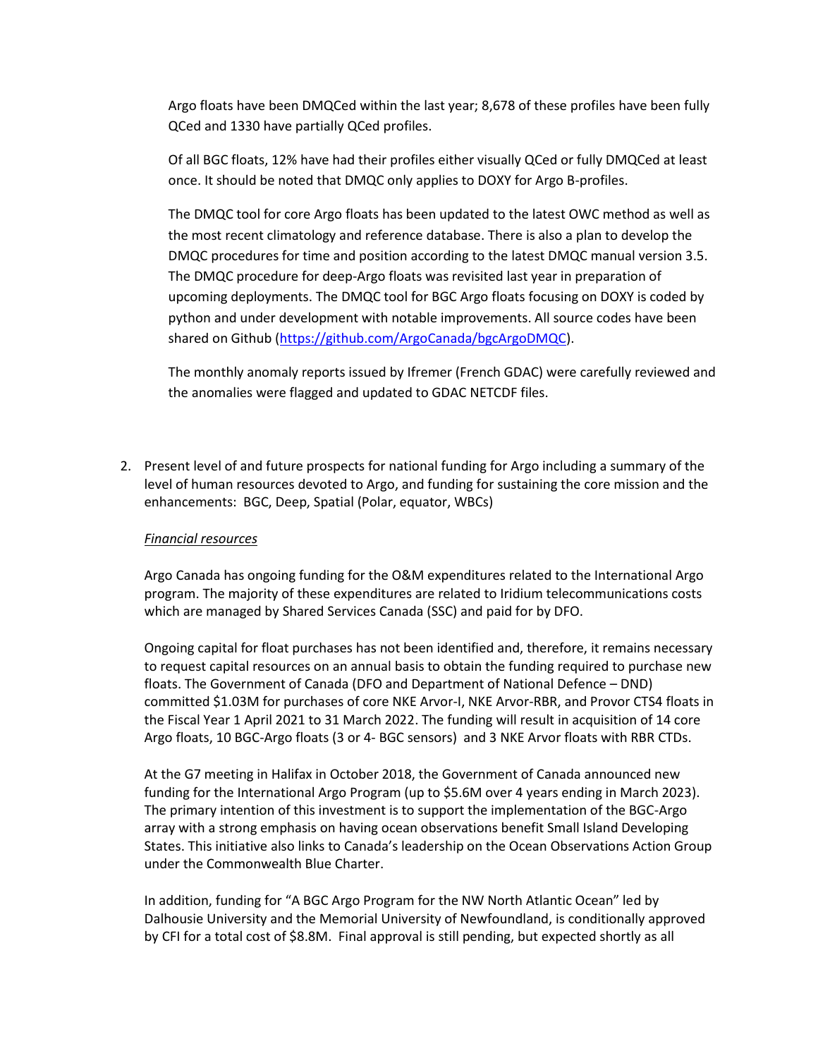Argo floats have been DMQCed within the last year; 8,678 of these profiles have been fully QCed and 1330 have partially QCed profiles.

Of all BGC floats, 12% have had their profiles either visually QCed or fully DMQCed at least once. It should be noted that DMQC only applies to DOXY for Argo B-profiles.

The DMQC tool for core Argo floats has been updated to the latest OWC method as well as the most recent climatology and reference database. There is also a plan to develop the DMQC procedures for time and position according to the latest DMQC manual version 3.5. The DMQC procedure for deep-Argo floats was revisited last year in preparation of upcoming deployments. The DMQC tool for BGC Argo floats focusing on DOXY is coded by python and under development with notable improvements. All source codes have been shared on Github (https://github.com/ArgoCanada/bgcArgoDMQC).

The monthly anomaly reports issued by Ifremer (French GDAC) were carefully reviewed and the anomalies were flagged and updated to GDAC NETCDF files.

2. Present level of and future prospects for national funding for Argo including a summary of the level of human resources devoted to Argo, and funding for sustaining the core mission and the enhancements: BGC, Deep, Spatial (Polar, equator, WBCs)

*Financial resources*

Argo Canada has ongoing funding for the O&M expenditures related to the International Argo program. The majority of these expenditures are related to Iridium telecommunications costs which are managed by Shared Services Canada (SSC) and paid for by DFO.

Ongoing capital for float purchases has not been identified and, therefore, it remains necessary to request capital resources on an annual basis to obtain the funding required to purchase new floats. The Government of Canada (DFO and Department of National Defence – DND) committed $1.03M for purchases of core NKE Arvor-I, NKE Arvor-RBR, and Provor CTS4 floats in the Fiscal Year 1 April 2021 to 31 March 2022. The funding will result in acquisition of 14 core Argo floats, 10 BGC-Argo floats (3 or 4- BGC sensors) and 3 NKE Arvor floats with RBR CTDs.

At the G7 meeting in Halifax in October 2018, the Government of Canada announced new funding for the International Argo Program (up to $5.6M over 4 years ending in March 2023). The primary intention of this investment is to support the implementation of the BGC-Argo array with a strong emphasis on having ocean observations benefit Small Island Developing States. This initiative also links to Canada's leadership on the Ocean Observations Action Group under the Commonwealth Blue Charter.

In addition, funding for "A BGC Argo Program for the NW North Atlantic Ocean" led by Dalhousie University and the Memorial University of Newfoundland, is conditionally approved by CFI for a total cost of $8.8M. Final approval is still pending, but expected shortly as all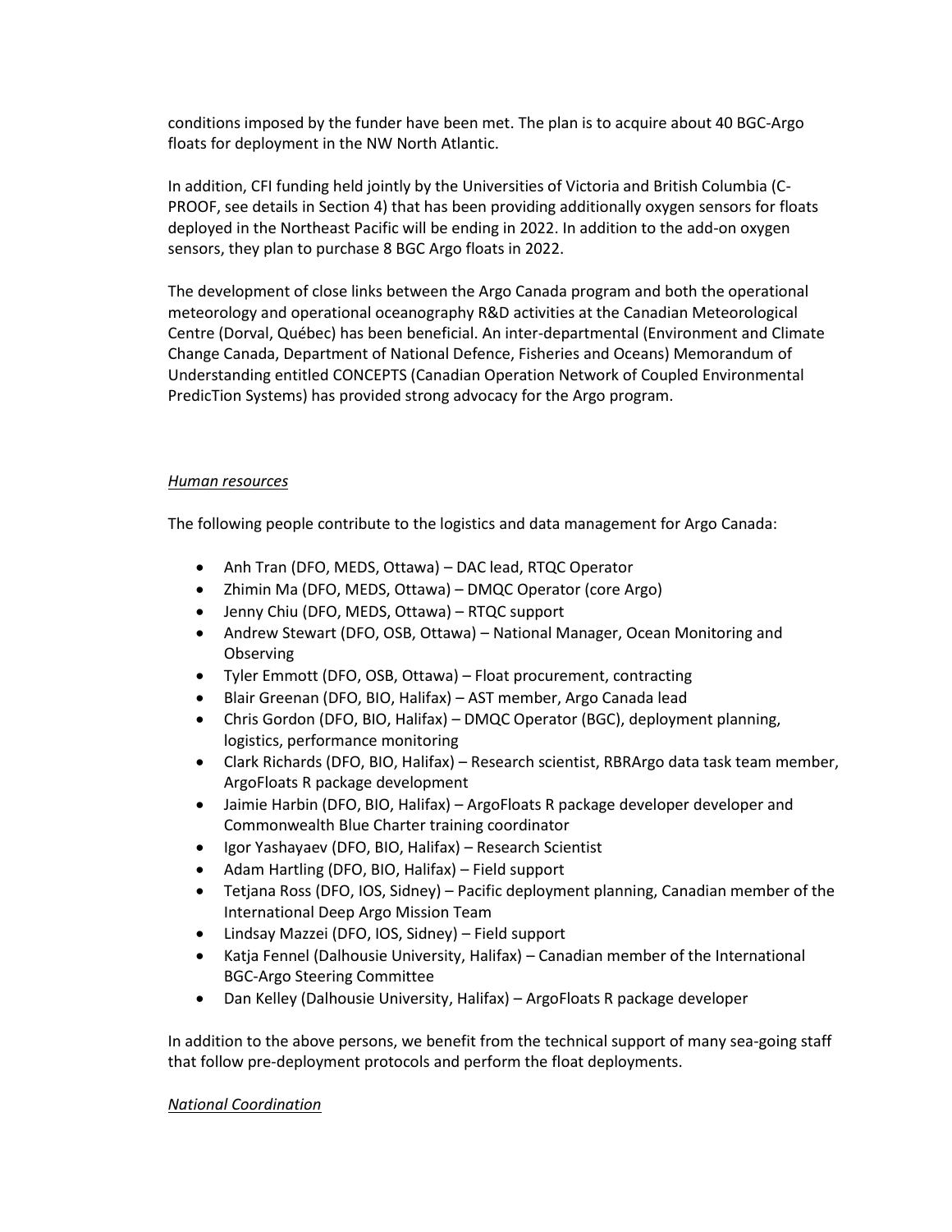conditions imposed by the funder have been met. The plan is to acquire about 40 BGC-Argo floats for deployment in the NW North Atlantic.

In addition, CFI funding held jointly by the Universities of Victoria and British Columbia (C-PROOF, see details in Section 4) that has been providing additionally oxygen sensors for floats deployed in the Northeast Pacific will be ending in 2022. In addition to the add-on oxygen sensors, they plan to purchase 8 BGC Argo floats in 2022.

The development of close links between the Argo Canada program and both the operational meteorology and operational oceanography R&D activities at the Canadian Meteorological Centre (Dorval, Québec) has been beneficial. An inter-departmental (Environment and Climate Change Canada, Department of National Defence, Fisheries and Oceans) Memorandum of Understanding entitled CONCEPTS (Canadian Operation Network of Coupled Environmental PredicTion Systems) has provided strong advocacy for the Argo program.

*Human resources*

The following people contribute to the logistics and data management for Argo Canada:

- Anh Tran (DFO, MEDS, Ottawa) – DAC lead, RTQC Operator
- Zhimin Ma (DFO, MEDS, Ottawa) – DMQC Operator (core Argo)
- Jenny Chiu (DFO, MEDS, Ottawa) – RTQC support
- Andrew Stewart (DFO, OSB, Ottawa) – National Manager, Ocean Monitoring and Observing
- Tyler Emmott (DFO, OSB, Ottawa) – Float procurement, contracting
- Blair Greenan (DFO, BIO, Halifax) – AST member, Argo Canada lead
- Chris Gordon (DFO, BIO, Halifax) – DMQC Operator (BGC), deployment planning, logistics, performance monitoring
- Clark Richards (DFO, BIO, Halifax) – Research scientist, RBRArgo data task team member, ArgoFloats R package development
- Jaimie Harbin (DFO, BIO, Halifax) – ArgoFloats R package developer developer and Commonwealth Blue Charter training coordinator
- Igor Yashayaev (DFO, BIO, Halifax) – Research Scientist
- Adam Hartling (DFO, BIO, Halifax) – Field support
- Tetjana Ross (DFO, IOS, Sidney) – Pacific deployment planning, Canadian member of the International Deep Argo Mission Team
- Lindsay Mazzei (DFO, IOS, Sidney) – Field support
- Katja Fennel (Dalhousie University, Halifax) – Canadian member of the International BGC-Argo Steering Committee
- Dan Kelley (Dalhousie University, Halifax) – ArgoFloats R package developer

In addition to the above persons, we benefit from the technical support of many sea-going staff that follow pre-deployment protocols and perform the float deployments.

*National Coordination*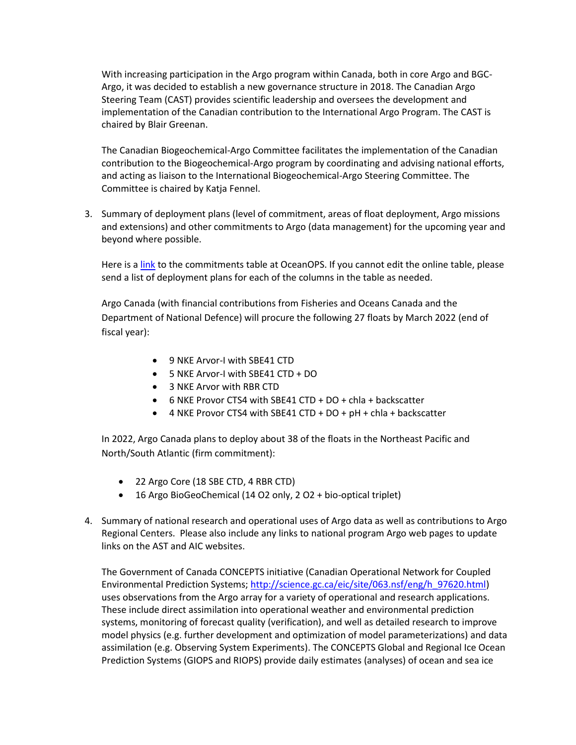With increasing participation in the Argo program within Canada, both in core Argo and BGC-Argo, it was decided to establish a new governance structure in 2018. The Canadian Argo Steering Team (CAST) provides scientific leadership and oversees the development and implementation of the Canadian contribution to the International Argo Program. The CAST is chaired by Blair Greenan.

The Canadian Biogeochemical-Argo Committee facilitates the implementation of the Canadian contribution to the Biogeochemical-Argo program by coordinating and advising national efforts, and acting as liaison to the International Biogeochemical-Argo Steering Committee. The Committee is chaired by Katja Fennel.

3. Summary of deployment plans (level of commitment, areas of float deployment, Argo missions and extensions) and other commitments to Argo (data management) for the upcoming year and beyond where possible.

   Here is a link to the commitments table at OceanOPS. If you cannot edit the online table, please send a list of deployment plans for each of the columns in the table as needed.

   Argo Canada (with financial contributions from Fisheries and Oceans Canada and the Department of National Defence) will procure the following 27 floats by March 2022 (end of fiscal year):

   - 9 NKE Arvor-I with SBE41 CTD
   - 5 NKE Arvor-I with SBE41 CTD + DO
   - 3 NKE Arvor with RBR CTD
   - 6 NKE Provor CTS4 with SBE41 CTD + DO + chla + backscatter
   - 4 NKE Provor CTS4 with SBE41 CTD + DO + pH + chla + backscatter

   In 2022, Argo Canada plans to deploy about 38 of the floats in the Northeast Pacific and North/South Atlantic (firm commitment):

   - 22 Argo Core (18 SBE CTD, 4 RBR CTD)
   - 16 Argo BioGeoChemical (14 $O_2$ only, 2 $O_2$ + bio-optical triplet)

4. Summary of national research and operational uses of Argo data as well as contributions to Argo Regional Centers. Please also include any links to national program Argo web pages to update links on the AST and AIC websites.

   The Government of Canada CONCEPTS initiative (Canadian Operational Network for Coupled Environmental Prediction Systems; http://science.gc.ca/eic/site/063.nsf/eng/h_97620.html) uses observations from the Argo array for a variety of operational and research applications. These include direct assimilation into operational weather and environmental prediction systems, monitoring of forecast quality (verification), and well as detailed research to improve model physics (e.g. further development and optimization of model parameterizations) and data assimilation (e.g. Observing System Experiments). The CONCEPTS Global and Regional Ice Ocean Prediction Systems (GIOPS and RIOPS) provide daily estimates (analyses) of ocean and sea ice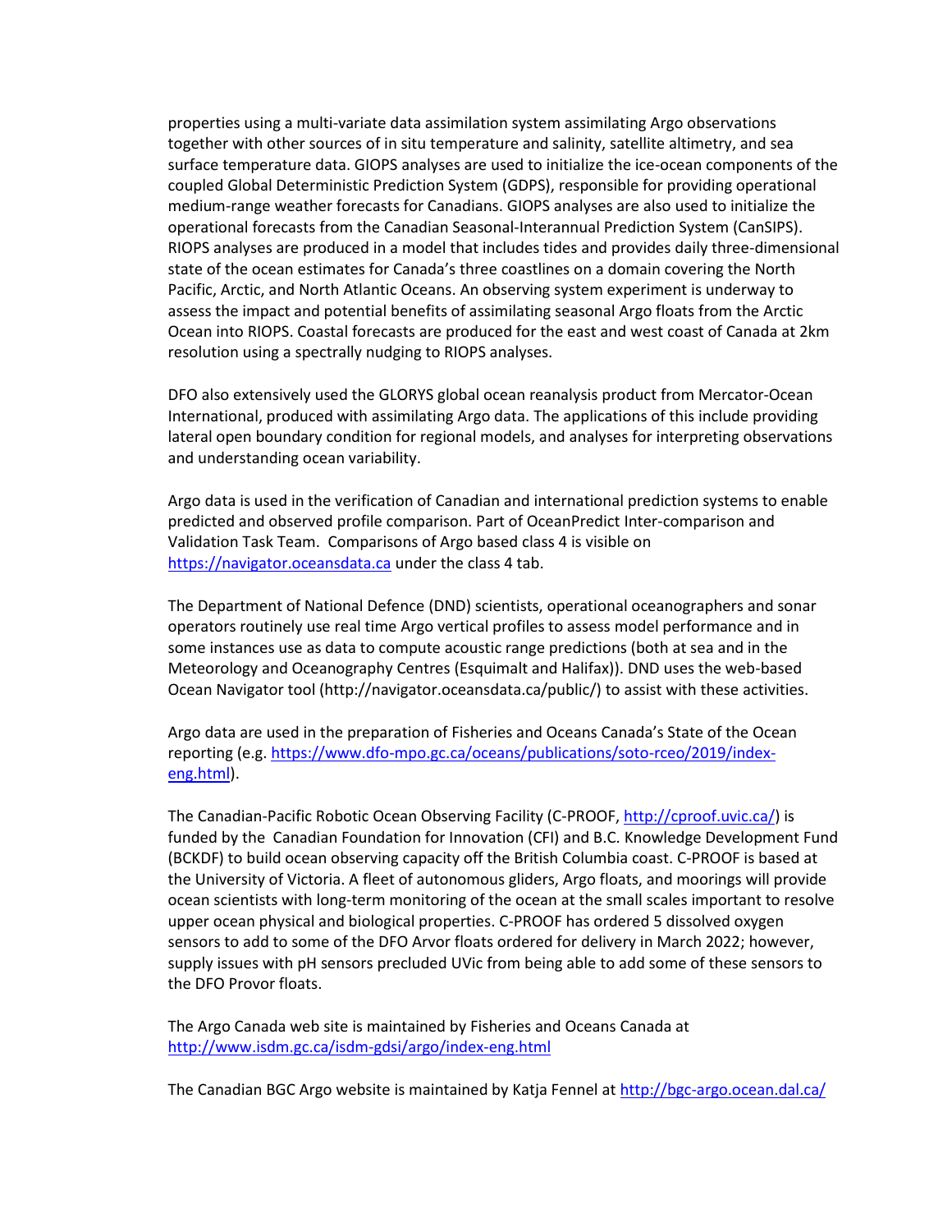properties using a multi-variate data assimilation system assimilating Argo observations together with other sources of in situ temperature and salinity, satellite altimetry, and sea surface temperature data. GIOPS analyses are used to initialize the ice-ocean components of the coupled Global Deterministic Prediction System (GDPS), responsible for providing operational medium-range weather forecasts for Canadians. GIOPS analyses are also used to initialize the operational forecasts from the Canadian Seasonal-Interannual Prediction System (CanSIPS). RIOPS analyses are produced in a model that includes tides and provides daily three-dimensional state of the ocean estimates for Canada's three coastlines on a domain covering the North Pacific, Arctic, and North Atlantic Oceans. An observing system experiment is underway to assess the impact and potential benefits of assimilating seasonal Argo floats from the Arctic Ocean into RIOPS. Coastal forecasts are produced for the east and west coast of Canada at 2km resolution using a spectrally nudging to RIOPS analyses.

DFO also extensively used the GLORYS global ocean reanalysis product from Mercator-Ocean International, produced with assimilating Argo data. The applications of this include providing lateral open boundary condition for regional models, and analyses for interpreting observations and understanding ocean variability.

Argo data is used in the verification of Canadian and international prediction systems to enable predicted and observed profile comparison. Part of OceanPredict Inter-comparison and Validation Task Team. Comparisons of Argo based class 4 is visible on https://navigator.oceansdata.ca under the class 4 tab.

The Department of National Defence (DND) scientists, operational oceanographers and sonar operators routinely use real time Argo vertical profiles to assess model performance and in some instances use as data to compute acoustic range predictions (both at sea and in the Meteorology and Oceanography Centres (Esquimalt and Halifax)). DND uses the web-based Ocean Navigator tool (http://navigator.oceansdata.ca/public/) to assist with these activities.

Argo data are used in the preparation of Fisheries and Oceans Canada's State of the Ocean reporting (e.g. https://www.dfo-mpo.gc.ca/oceans/publications/soto-rceo/2019/index-eng.html).

The Canadian-Pacific Robotic Ocean Observing Facility (C-PROOF, http://cproof.uvic.ca/) is funded by the Canadian Foundation for Innovation (CFI) and B.C. Knowledge Development Fund (BCKDF) to build ocean observing capacity off the British Columbia coast. C-PROOF is based at the University of Victoria. A fleet of autonomous gliders, Argo floats, and moorings will provide ocean scientists with long-term monitoring of the ocean at the small scales important to resolve upper ocean physical and biological properties. C-PROOF has ordered 5 dissolved oxygen sensors to add to some of the DFO Arvor floats ordered for delivery in March 2022; however, supply issues with pH sensors precluded UVic from being able to add some of these sensors to the DFO Provor floats.

The Argo Canada web site is maintained by Fisheries and Oceans Canada at http://www.isdm.gc.ca/isdm-gdsi/argo/index-eng.html

The Canadian BGC Argo website is maintained by Katja Fennel at http://bgc-argo.ocean.dal.ca/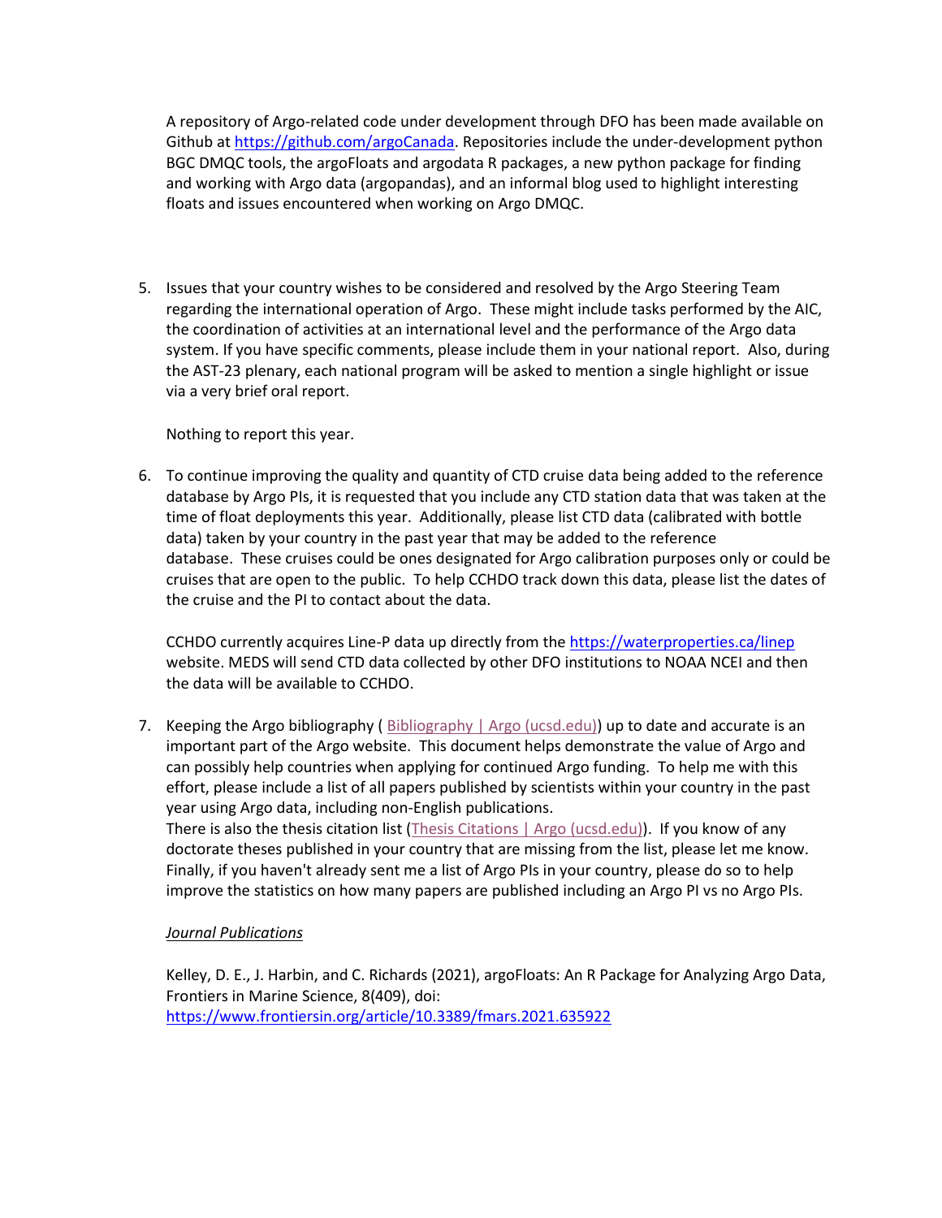A repository of Argo-related code under development through DFO has been made available on Github at https://github.com/argoCanada. Repositories include the under-development python BGC DMQC tools, the argoFloats and argodata R packages, a new python package for finding and working with Argo data (argopandas), and an informal blog used to highlight interesting floats and issues encountered when working on Argo DMQC.

5. Issues that your country wishes to be considered and resolved by the Argo Steering Team regarding the international operation of Argo. These might include tasks performed by the AIC, the coordination of activities at an international level and the performance of the Argo data system. If you have specific comments, please include them in your national report. Also, during the AST-23 plenary, each national program will be asked to mention a single highlight or issue via a very brief oral report.

   Nothing to report this year.

6. To continue improving the quality and quantity of CTD cruise data being added to the reference database by Argo PIs, it is requested that you include any CTD station data that was taken at the time of float deployments this year. Additionally, please list CTD data (calibrated with bottle data) taken by your country in the past year that may be added to the reference database. These cruises could be ones designated for Argo calibration purposes only or could be cruises that are open to the public. To help CCHDO track down this data, please list the dates of the cruise and the PI to contact about the data.

   CCHDO currently acquires Line-P data up directly from the https://waterproperties.ca/linep website. MEDS will send CTD data collected by other DFO institutions to NOAA NCEI and then the data will be available to CCHDO.

7. Keeping the Argo bibliography ( Bibliography | Argo (ucsd.edu)) up to date and accurate is an important part of the Argo website. This document helps demonstrate the value of Argo and can possibly help countries when applying for continued Argo funding. To help me with this effort, please include a list of all papers published by scientists within your country in the past year using Argo data, including non-English publications.
   There is also the thesis citation list (Thesis Citations | Argo (ucsd.edu)). If you know of any doctorate theses published in your country that are missing from the list, please let me know. Finally, if you haven't already sent me a list of Argo PIs in your country, please do so to help improve the statistics on how many papers are published including an Argo PI vs no Argo PIs.

   *Journal Publications*

   Kelley, D. E., J. Harbin, and C. Richards (2021), argoFloats: An R Package for Analyzing Argo Data, Frontiers in Marine Science, 8(409), doi: https://www.frontiersin.org/article/10.3389/fmars.2021.635922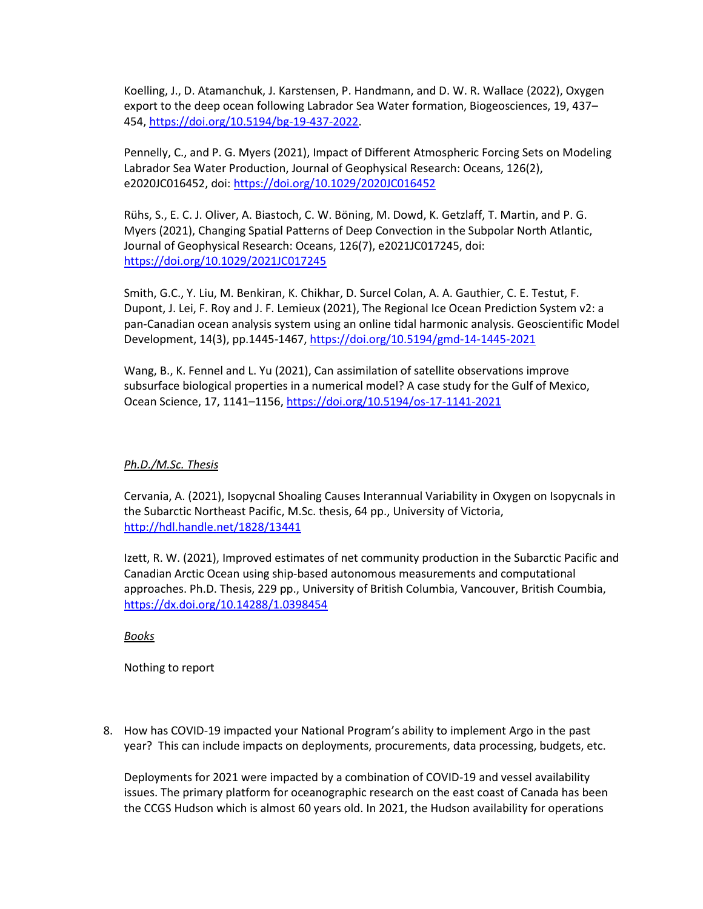Koelling, J., D. Atamanchuk, J. Karstensen, P. Handmann, and D. W. R. Wallace (2022), Oxygen export to the deep ocean following Labrador Sea Water formation, Biogeosciences, 19, 437–454, https://doi.org/10.5194/bg-19-437-2022.

Pennelly, C., and P. G. Myers (2021), Impact of Different Atmospheric Forcing Sets on Modeling Labrador Sea Water Production, Journal of Geophysical Research: Oceans, 126(2), e2020JC016452, doi: https://doi.org/10.1029/2020JC016452

Rühs, S., E. C. J. Oliver, A. Biastoch, C. W. Böning, M. Dowd, K. Getzlaff, T. Martin, and P. G. Myers (2021), Changing Spatial Patterns of Deep Convection in the Subpolar North Atlantic, Journal of Geophysical Research: Oceans, 126(7), e2021JC017245, doi: https://doi.org/10.1029/2021JC017245

Smith, G.C., Y. Liu, M. Benkiran, K. Chikhar, D. Surcel Colan, A. A. Gauthier, C. E. Testut, F. Dupont, J. Lei, F. Roy and J. F. Lemieux (2021), The Regional Ice Ocean Prediction System v2: a pan-Canadian ocean analysis system using an online tidal harmonic analysis. Geoscientific Model Development, 14(3), pp.1445-1467, https://doi.org/10.5194/gmd-14-1445-2021

Wang, B., K. Fennel and L. Yu (2021), Can assimilation of satellite observations improve subsurface biological properties in a numerical model? A case study for the Gulf of Mexico, Ocean Science, 17, 1141–1156, https://doi.org/10.5194/os-17-1141-2021

*Ph.D./M.Sc. Thesis*

Cervania, A. (2021), Isopycnal Shoaling Causes Interannual Variability in Oxygen on Isopycnals in the Subarctic Northeast Pacific, M.Sc. thesis, 64 pp., University of Victoria, http://hdl.handle.net/1828/13441

Izett, R. W. (2021), Improved estimates of net community production in the Subarctic Pacific and Canadian Arctic Ocean using ship-based autonomous measurements and computational approaches. Ph.D. Thesis, 229 pp., University of British Columbia, Vancouver, British Coumbia, https://dx.doi.org/10.14288/1.0398454

*Books*

Nothing to report

8. How has COVID-19 impacted your National Program's ability to implement Argo in the past year? This can include impacts on deployments, procurements, data processing, budgets, etc.

   Deployments for 2021 were impacted by a combination of COVID-19 and vessel availability issues. The primary platform for oceanographic research on the east coast of Canada has been the CCGS Hudson which is almost 60 years old. In 2021, the Hudson availability for operations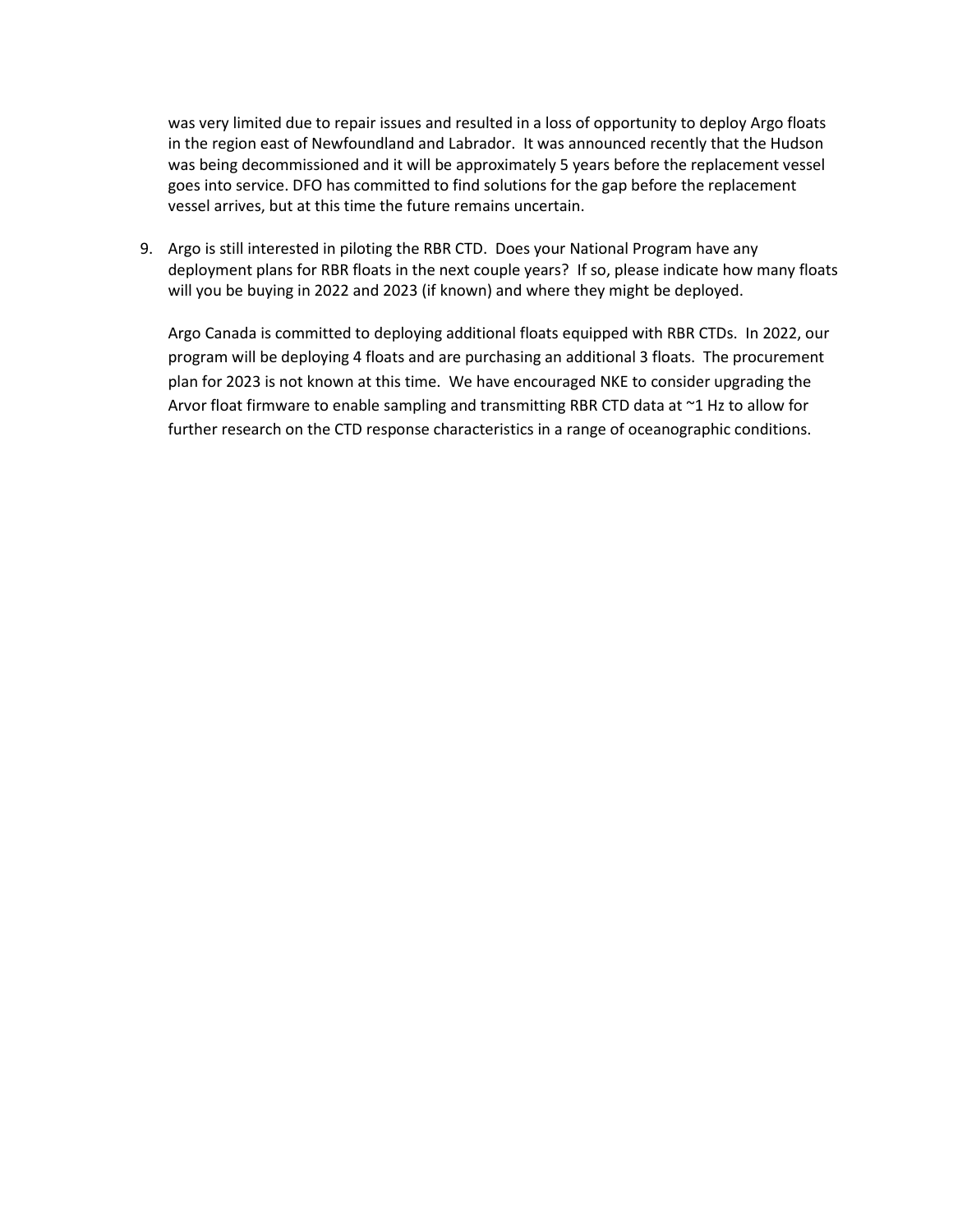was very limited due to repair issues and resulted in a loss of opportunity to deploy Argo floats in the region east of Newfoundland and Labrador. It was announced recently that the Hudson was being decommissioned and it will be approximately 5 years before the replacement vessel goes into service. DFO has committed to find solutions for the gap before the replacement vessel arrives, but at this time the future remains uncertain.

9. Argo is still interested in piloting the RBR CTD. Does your National Program have any deployment plans for RBR floats in the next couple years? If so, please indicate how many floats will you be buying in 2022 and 2023 (if known) and where they might be deployed.

   Argo Canada is committed to deploying additional floats equipped with RBR CTDs. In 2022, our program will be deploying 4 floats and are purchasing an additional 3 floats. The procurement plan for 2023 is not known at this time. We have encouraged NKE to consider upgrading the Arvor float firmware to enable sampling and transmitting RBR CTD data at ~1 Hz to allow for further research on the CTD response characteristics in a range of oceanographic conditions.